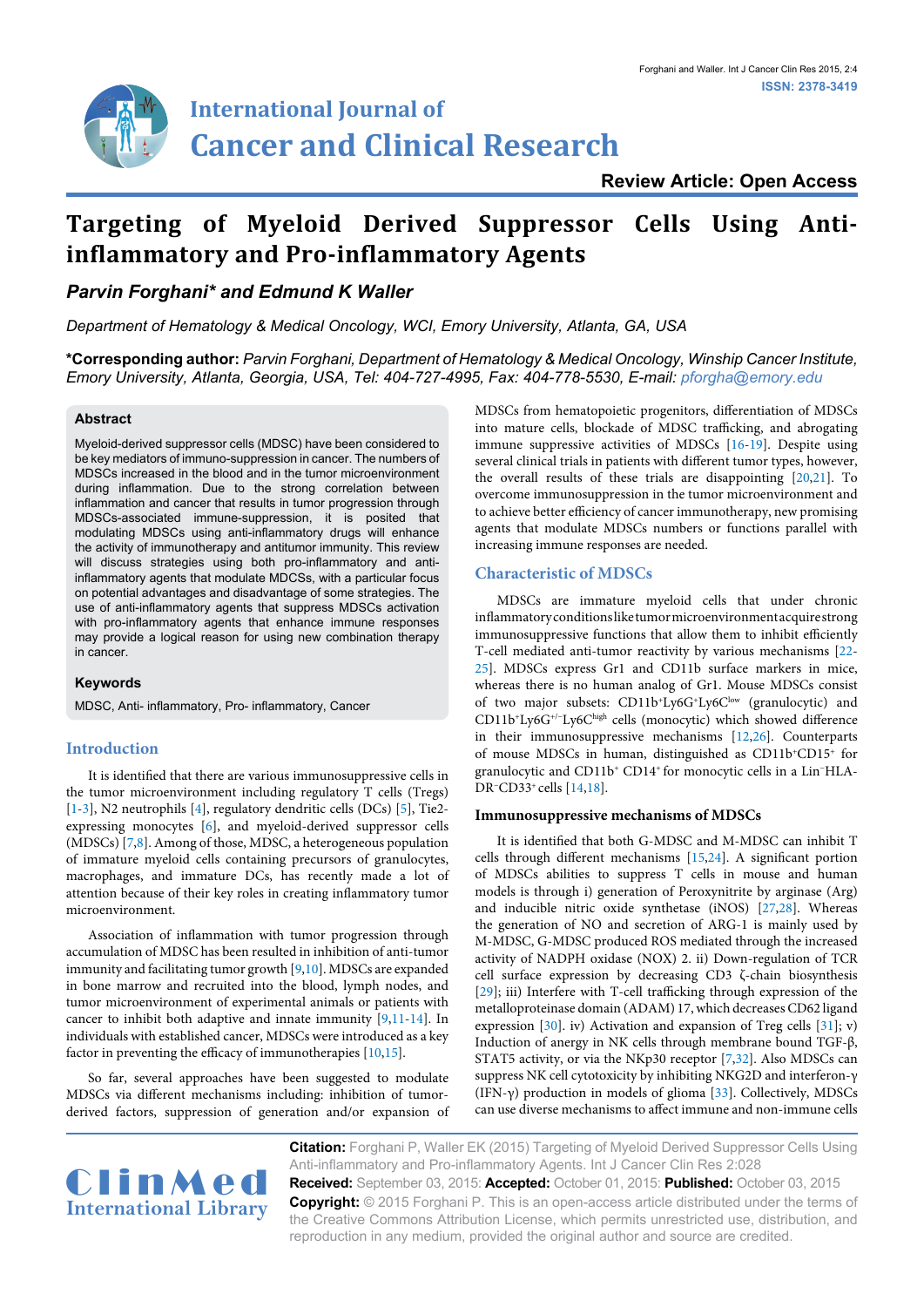# International Journal of Cancer and Clinical Research

ISSN: 2378-3419

**Review Article: Open Access**

# Targeting of Myeloid Derived Suppressor Cells Using Anti-inflammatory and Pro-inflammatory Agents

***Parvin Forghani\* and Edmund K Waller***

*Department of Hematology & Medical Oncology, WCI, Emory University, Atlanta, GA, USA*

**\*Corresponding author:** *Parvin Forghani, Department of Hematology & Medical Oncology, Winship Cancer Institute, Emory University, Atlanta, Georgia, USA, Tel: 404-727-4995, Fax: 404-778-5530, E-mail: pforgha@emory.edu*

### Abstract

Myeloid-derived suppressor cells (MDSC) have been considered to be key mediators of immuno-suppression in cancer. The numbers of MDSCs increased in the blood and in the tumor microenvironment during inflammation. Due to the strong correlation between inflammation and cancer that results in tumor progression through MDSCs-associated immune-suppression, it is posited that modulating MDSCs using anti-inflammatory drugs will enhance the activity of immunotherapy and antitumor immunity. This review will discuss strategies using both pro-inflammatory and anti-inflammatory agents that modulate MDCSs, with a particular focus on potential advantages and disadvantage of some strategies. The use of anti-inflammatory agents that suppress MDSCs activation with pro-inflammatory agents that enhance immune responses may provide a logical reason for using new combination therapy in cancer.

### Keywords

MDSC, Anti- inflammatory, Pro- inflammatory, Cancer

## Introduction

It is identified that there are various immunosuppressive cells in the tumor microenvironment including regulatory T cells (Tregs) [1-3], N2 neutrophils [4], regulatory dendritic cells (DCs) [5], Tie2-expressing monocytes [6], and myeloid-derived suppressor cells (MDSCs) [7,8]. Among of those, MDSC, a heterogeneous population of immature myeloid cells containing precursors of granulocytes, macrophages, and immature DCs, has recently made a lot of attention because of their key roles in creating inflammatory tumor microenvironment.

Association of inflammation with tumor progression through accumulation of MDSC has been resulted in inhibition of anti-tumor immunity and facilitating tumor growth [9,10]. MDSCs are expanded in bone marrow and recruited into the blood, lymph nodes, and tumor microenvironment of experimental animals or patients with cancer to inhibit both adaptive and innate immunity [9,11-14]. In individuals with established cancer, MDSCs were introduced as a key factor in preventing the efficacy of immunotherapies [10,15].

So far, several approaches have been suggested to modulate MDSCs via different mechanisms including: inhibition of tumor-derived factors, suppression of generation and/or expansion of MDSCs from hematopoietic progenitors, differentiation of MDSCs into mature cells, blockade of MDSC trafficking, and abrogating immune suppressive activities of MDSCs [16-19]. Despite using several clinical trials in patients with different tumor types, however, the overall results of these trials are disappointing [20,21]. To overcome immunosuppression in the tumor microenvironment and to achieve better efficiency of cancer immunotherapy, new promising agents that modulate MDSCs numbers or functions parallel with increasing immune responses are needed.

## Characteristic of MDSCs

MDSCs are immature myeloid cells that under chronic inflammatory conditions like tumor microenvironment acquire strong immunosuppressive functions that allow them to inhibit efficiently T-cell mediated anti-tumor reactivity by various mechanisms [22-25]. MDSCs express Gr1 and CD11b surface markers in mice, whereas there is no human analog of Gr1. Mouse MDSCs consist of two major subsets: $CD11b^+Ly6G^+Ly6C^{low}$ (granulocytic) and $CD11b^+Ly6G^{+/-}Ly6C^{high}$ cells (monocytic) which showed difference in their immunosuppressive mechanisms [12,26]. Counterparts of mouse MDSCs in human, distinguished as $CD11b^+CD15^+$ for granulocytic and $CD11b^+$ $CD14^+$ for monocytic cells in a $Lin^-HLA\text{-}DR^-CD33^+$ cells [14,18].

### Immunosuppressive mechanisms of MDSCs

It is identified that both G-MDSC and M-MDSC can inhibit T cells through different mechanisms [15,24]. A significant portion of MDSCs abilities to suppress T cells in mouse and human models is through i) generation of Peroxynitrite by arginase (Arg) and inducible nitric oxide synthetase (iNOS) [27,28]. Whereas the generation of NO and secretion of ARG-1 is mainly used by M-MDSC, G-MDSC produced ROS mediated through the increased activity of NADPH oxidase (NOX) 2. ii) Down-regulation of TCR cell surface expression by decreasing CD3 ζ-chain biosynthesis [29]; iii) Interfere with T-cell trafficking through expression of the metalloproteinase domain (ADAM) 17, which decreases CD62 ligand expression [30]. iv) Activation and expansion of Treg cells [31]; v) Induction of anergy in NK cells through membrane bound TGF-β, STAT5 activity, or via the NKp30 receptor [7,32]. Also MDSCs can suppress NK cell cytotoxicity by inhibiting NKG2D and interferon-γ (IFN-γ) production in models of glioma [33]. Collectively, MDSCs can use diverse mechanisms to affect immune and non-immune cells

**Citation:** Forghani P, Waller EK (2015) Targeting of Myeloid Derived Suppressor Cells Using Anti-inflammatory and Pro-inflammatory Agents. Int J Cancer Clin Res 2:028

**Received:** September 03, 2015: **Accepted:** October 01, 2015: **Published:** October 03, 2015

**Copyright:** © 2015 Forghani P. This is an open-access article distributed under the terms of the Creative Commons Attribution License, which permits unrestricted use, distribution, and reproduction in any medium, provided the original author and source are credited.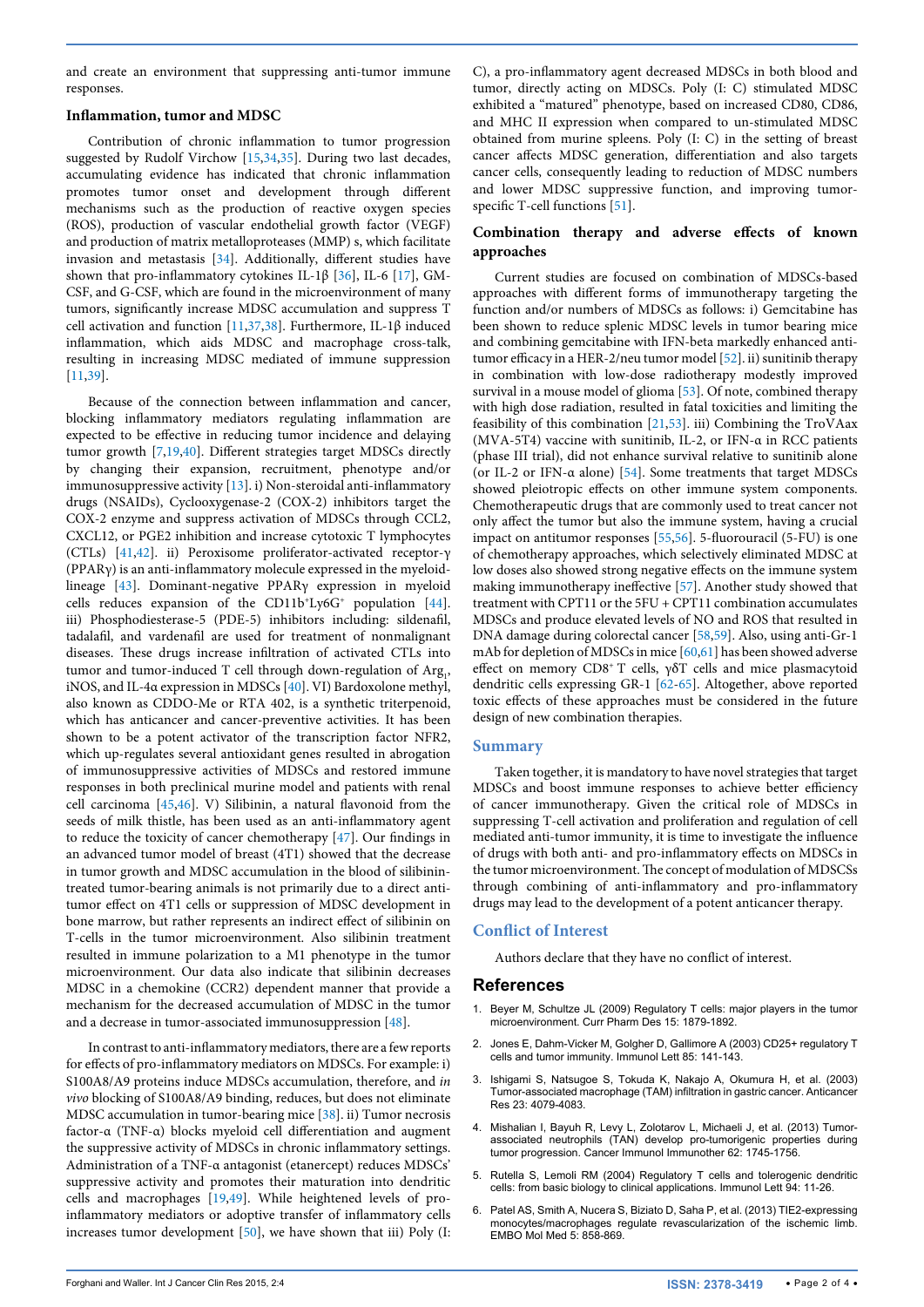and create an environment that suppressing anti-tumor immune responses.

### Inflammation, tumor and MDSC

Contribution of chronic inflammation to tumor progression suggested by Rudolf Virchow [15,34,35]. During two last decades, accumulating evidence has indicated that chronic inflammation promotes tumor onset and development through different mechanisms such as the production of reactive oxygen species (ROS), production of vascular endothelial growth factor (VEGF) and production of matrix metalloproteases (MMP) s, which facilitate invasion and metastasis [34]. Additionally, different studies have shown that pro-inflammatory cytokines IL-1β [36], IL-6 [17], GM-CSF, and G-CSF, which are found in the microenvironment of many tumors, significantly increase MDSC accumulation and suppress T cell activation and function [11,37,38]. Furthermore, IL-1β induced inflammation, which aids MDSC and macrophage cross-talk, resulting in increasing MDSC mediated of immune suppression [11,39].

Because of the connection between inflammation and cancer, blocking inflammatory mediators regulating inflammation are expected to be effective in reducing tumor incidence and delaying tumor growth [7,19,40]. Different strategies target MDSCs directly by changing their expansion, recruitment, phenotype and/or immunosuppressive activity [13]. i) Non-steroidal anti-inflammatory drugs (NSAIDs), Cyclooxygenase-2 (COX-2) inhibitors target the COX-2 enzyme and suppress activation of MDSCs through CCL2, CXCL12, or PGE2 inhibition and increase cytotoxic T lymphocytes (CTLs) [41,42]. ii) Peroxisome proliferator-activated receptor-γ (PPARγ) is an anti-inflammatory molecule expressed in the myeloid-lineage [43]. Dominant-negative PPARγ expression in myeloid cells reduces expansion of the CD11b$^{+}$Ly6G$^{+}$ population [44]. iii) Phosphodiesterase-5 (PDE-5) inhibitors including: sildenafil, tadalafil, and vardenafil are used for treatment of nonmalignant diseases. These drugs increase infiltration of activated CTLs into tumor and tumor-induced T cell through down-regulation of $Arg_1$, iNOS, and IL-4α expression in MDSCs [40]. VI) Bardoxolone methyl, also known as CDDO-Me or RTA 402, is a synthetic triterpenoid, which has anticancer and cancer-preventive activities. It has been shown to be a potent activator of the transcription factor NFR2, which up-regulates several antioxidant genes resulted in abrogation of immunosuppressive activities of MDSCs and restored immune responses in both preclinical murine model and patients with renal cell carcinoma [45,46]. V) Silibinin, a natural flavonoid from the seeds of milk thistle, has been used as an anti-inflammatory agent to reduce the toxicity of cancer chemotherapy [47]. Our findings in an advanced tumor model of breast (4T1) showed that the decrease in tumor growth and MDSC accumulation in the blood of silibinin-treated tumor-bearing animals is not primarily due to a direct anti-tumor effect on 4T1 cells or suppression of MDSC development in bone marrow, but rather represents an indirect effect of silibinin on T-cells in the tumor microenvironment. Also silibinin treatment resulted in immune polarization to a M1 phenotype in the tumor microenvironment. Our data also indicate that silibinin decreases MDSC in a chemokine (CCR2) dependent manner that provide a mechanism for the decreased accumulation of MDSC in the tumor and a decrease in tumor-associated immunosuppression [48].

In contrast to anti-inflammatory mediators, there are a few reports for effects of pro-inflammatory mediators on MDSCs. For example: i) S100A8/A9 proteins induce MDSCs accumulation, therefore, and *in vivo* blocking of S100A8/A9 binding, reduces, but does not eliminate MDSC accumulation in tumor-bearing mice [38]. ii) Tumor necrosis factor-α (TNF-α) blocks myeloid cell differentiation and augment the suppressive activity of MDSCs in chronic inflammatory settings. Administration of a TNF-α antagonist (etanercept) reduces MDSCs' suppressive activity and promotes their maturation into dendritic cells and macrophages [19,49]. While heightened levels of pro-inflammatory mediators or adoptive transfer of inflammatory cells increases tumor development [50], we have shown that iii) Poly (I: C), a pro-inflammatory agent decreased MDSCs in both blood and tumor, directly acting on MDSCs. Poly (I: C) stimulated MDSC exhibited a "matured" phenotype, based on increased CD80, CD86, and MHC II expression when compared to un-stimulated MDSC obtained from murine spleens. Poly (I: C) in the setting of breast cancer affects MDSC generation, differentiation and also targets cancer cells, consequently leading to reduction of MDSC numbers and lower MDSC suppressive function, and improving tumor-specific T-cell functions [51].

### Combination therapy and adverse effects of known approaches

Current studies are focused on combination of MDSCs-based approaches with different forms of immunotherapy targeting the function and/or numbers of MDSCs as follows: i) Gemcitabine has been shown to reduce splenic MDSC levels in tumor bearing mice and combining gemcitabine with IFN-beta markedly enhanced anti-tumor efficacy in a HER-2/neu tumor model [52]. ii) sunitinib therapy in combination with low-dose radiotherapy modestly improved survival in a mouse model of glioma [53]. Of note, combined therapy with high dose radiation, resulted in fatal toxicities and limiting the feasibility of this combination [21,53]. iii) Combining the TroVAax (MVA-5T4) vaccine with sunitinib, IL-2, or IFN-α in RCC patients (phase III trial), did not enhance survival relative to sunitinib alone (or IL-2 or IFN-α alone) [54]. Some treatments that target MDSCs showed pleiotropic effects on other immune system components. Chemotherapeutic drugs that are commonly used to treat cancer not only affect the tumor but also the immune system, having a crucial impact on antitumor responses [55,56]. 5-fluorouracil (5-FU) is one of chemotherapy approaches, which selectively eliminated MDSC at low doses also showed strong negative effects on the immune system making immunotherapy ineffective [57]. Another study showed that treatment with CPT11 or the 5FU + CPT11 combination accumulates MDSCs and produce elevated levels of NO and ROS that resulted in DNA damage during colorectal cancer [58,59]. Also, using anti-Gr-1 mAb for depletion of MDSCs in mice [60,61] has been showed adverse effect on memory CD8$^{+}$ T cells, γδT cells and mice plasmacytoid dendritic cells expressing GR-1 [62-65]. Altogether, above reported toxic effects of these approaches must be considered in the future design of new combination therapies.

## Summary

Taken together, it is mandatory to have novel strategies that target MDSCs and boost immune responses to achieve better efficiency of cancer immunotherapy. Given the critical role of MDSCs in suppressing T-cell activation and proliferation and regulation of cell mediated anti-tumor immunity, it is time to investigate the influence of drugs with both anti- and pro-inflammatory effects on MDSCs in the tumor microenvironment. The concept of modulation of MDSCSs through combining of anti-inflammatory and pro-inflammatory drugs may lead to the development of a potent anticancer therapy.

## Conflict of Interest

Authors declare that they have no conflict of interest.

## References

1. Beyer M, Schultze JL (2009) Regulatory T cells: major players in the tumor microenvironment. Curr Pharm Des 15: 1879-1892.
2. Jones E, Dahm-Vicker M, Golgher D, Gallimore A (2003) CD25+ regulatory T cells and tumor immunity. Immunol Lett 85: 141-143.
3. Ishigami S, Natsugoe S, Tokuda K, Nakajo A, Okumura H, et al. (2003) Tumor-associated macrophage (TAM) infiltration in gastric cancer. Anticancer Res 23: 4079-4083.
4. Mishalian I, Bayuh R, Levy L, Zolotarov L, Michaeli J, et al. (2013) Tumor-associated neutrophils (TAN) develop pro-tumorigenic properties during tumor progression. Cancer Immunol Immunother 62: 1745-1756.
5. Rutella S, Lemoli RM (2004) Regulatory T cells and tolerogenic dendritic cells: from basic biology to clinical applications. Immunol Lett 94: 11-26.
6. Patel AS, Smith A, Nucera S, Biziato D, Saha P, et al. (2013) TIE2-expressing monocytes/macrophages regulate revascularization of the ischemic limb. EMBO Mol Med 5: 858-869.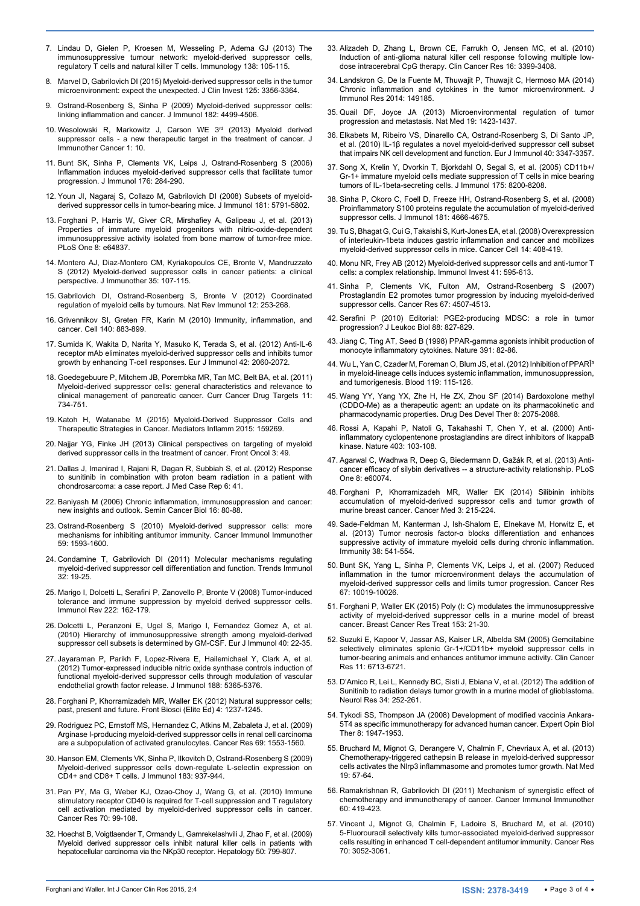7. Lindau D, Gielen P, Kroesen M, Wesseling P, Adema GJ (2013) The immunosuppressive tumour network: myeloid-derived suppressor cells, regulatory T cells and natural killer T cells. Immunology 138: 105-115.

8. Marvel D, Gabrilovich DI (2015) Myeloid-derived suppressor cells in the tumor microenvironment: expect the unexpected. J Clin Invest 125: 3356-3364.

9. Ostrand-Rosenberg S, Sinha P (2009) Myeloid-derived suppressor cells: linking inflammation and cancer. J Immunol 182: 4499-4506.

10. Wesolowski R, Markowitz J, Carson WE 3rd (2013) Myeloid derived suppressor cells - a new therapeutic target in the treatment of cancer. J Immunother Cancer 1: 10.

11. Bunt SK, Sinha P, Clements VK, Leips J, Ostrand-Rosenberg S (2006) Inflammation induces myeloid-derived suppressor cells that facilitate tumor progression. J Immunol 176: 284-290.

12. Youn JI, Nagaraj S, Collazo M, Gabrilovich DI (2008) Subsets of myeloid-derived suppressor cells in tumor-bearing mice. J Immunol 181: 5791-5802.

13. Forghani P, Harris W, Giver CR, Mirshafiey A, Galipeau J, et al. (2013) Properties of immature myeloid progenitors with nitric-oxide-dependent immunosuppressive activity isolated from bone marrow of tumor-free mice. PLoS One 8: e64837.

14. Montero AJ, Diaz-Montero CM, Kyriakopoulos CE, Bronte V, Mandruzzato S (2012) Myeloid-derived suppressor cells in cancer patients: a clinical perspective. J Immunother 35: 107-115.

15. Gabrilovich DI, Ostrand-Rosenberg S, Bronte V (2012) Coordinated regulation of myeloid cells by tumours. Nat Rev Immunol 12: 253-268.

16. Grivennikov SI, Greten FR, Karin M (2010) Immunity, inflammation, and cancer. Cell 140: 883-899.

17. Sumida K, Wakita D, Narita Y, Masuko K, Terada S, et al. (2012) Anti-IL-6 receptor mAb eliminates myeloid-derived suppressor cells and inhibits tumor growth by enhancing T-cell responses. Eur J Immunol 42: 2060-2072.

18. Goedegebuure P, Mitchem JB, Porembka MR, Tan MC, Belt BA, et al. (2011) Myeloid-derived suppressor cells: general characteristics and relevance to clinical management of pancreatic cancer. Curr Cancer Drug Targets 11: 734-751.

19. Katoh H, Watanabe M (2015) Myeloid-Derived Suppressor Cells and Therapeutic Strategies in Cancer. Mediators Inflamm 2015: 159269.

20. Najjar YG, Finke JH (2013) Clinical perspectives on targeting of myeloid derived suppressor cells in the treatment of cancer. Front Oncol 3: 49.

21. Dallas J, Imanirad I, Rajani R, Dagan R, Subbiah S, et al. (2012) Response to sunitinib in combination with proton beam radiation in a patient with chondrosarcoma: a case report. J Med Case Rep 6: 41.

22. Baniyash M (2006) Chronic inflammation, immunosuppression and cancer: new insights and outlook. Semin Cancer Biol 16: 80-88.

23. Ostrand-Rosenberg S (2010) Myeloid-derived suppressor cells: more mechanisms for inhibiting antitumor immunity. Cancer Immunol Immunother 59: 1593-1600.

24. Condamine T, Gabrilovich DI (2011) Molecular mechanisms regulating myeloid-derived suppressor cell differentiation and function. Trends Immunol 32: 19-25.

25. Marigo I, Dolcetti L, Serafini P, Zanovello P, Bronte V (2008) Tumor-induced tolerance and immune suppression by myeloid derived suppressor cells. Immunol Rev 222: 162-179.

26. Dolcetti L, Peranzoni E, Ugel S, Marigo I, Fernandez Gomez A, et al. (2010) Hierarchy of immunosuppressive strength among myeloid-derived suppressor cell subsets is determined by GM-CSF. Eur J Immunol 40: 22-35.

27. Jayaraman P, Parikh F, Lopez-Rivera E, Hailemichael Y, Clark A, et al. (2012) Tumor-expressed inducible nitric oxide synthase controls induction of functional myeloid-derived suppressor cells through modulation of vascular endothelial growth factor release. J Immunol 188: 5365-5376.

28. Forghani P, Khorramizadeh MR, Waller EK (2012) Natural suppressor cells; past, present and future. Front Biosci (Elite Ed) 4: 1237-1245.

29. Rodriguez PC, Ernstoff MS, Hernandez C, Atkins M, Zabaleta J, et al. (2009) Arginase I-producing myeloid-derived suppressor cells in renal cell carcinoma are a subpopulation of activated granulocytes. Cancer Res 69: 1553-1560.

30. Hanson EM, Clements VK, Sinha P, Ilkovitch D, Ostrand-Rosenberg S (2009) Myeloid-derived suppressor cells down-regulate L-selectin expression on CD4+ and CD8+ T cells. J Immunol 183: 937-944.

31. Pan PY, Ma G, Weber KJ, Ozao-Choy J, Wang G, et al. (2010) Immune stimulatory receptor CD40 is required for T-cell suppression and T regulatory cell activation mediated by myeloid-derived suppressor cells in cancer. Cancer Res 70: 99-108.

32. Hoechst B, Voigtlaender T, Ormandy L, Gamrekelashvili J, Zhao F, et al. (2009) Myeloid derived suppressor cells inhibit natural killer cells in patients with hepatocellular carcinoma via the NKp30 receptor. Hepatology 50: 799-807.

33. Alizadeh D, Zhang L, Brown CE, Farrukh O, Jensen MC, et al. (2010) Induction of anti-glioma natural killer cell response following multiple low-dose intracerebral CpG therapy. Clin Cancer Res 16: 3399-3408.

34. Landskron G, De la Fuente M, Thuwajit P, Thuwajit C, Hermoso MA (2014) Chronic inflammation and cytokines in the tumor microenvironment. J Immunol Res 2014: 149185.

35. Quail DF, Joyce JA (2013) Microenvironmental regulation of tumor progression and metastasis. Nat Med 19: 1423-1437.

36. Elkabets M, Ribeiro VS, Dinarello CA, Ostrand-Rosenberg S, Di Santo JP, et al. (2010) IL-1β regulates a novel myeloid-derived suppressor cell subset that impairs NK cell development and function. Eur J Immunol 40: 3347-3357.

37. Song X, Krelin Y, Dvorkin T, Bjorkdahl O, Segal S, et al. (2005) CD11b+/Gr-1+ immature myeloid cells mediate suppression of T cells in mice bearing tumors of IL-1beta-secreting cells. J Immunol 175: 8200-8208.

38. Sinha P, Okoro C, Foell D, Freeze HH, Ostrand-Rosenberg S, et al. (2008) Proinflammatory S100 proteins regulate the accumulation of myeloid-derived suppressor cells. J Immunol 181: 4666-4675.

39. Tu S, Bhagat G, Cui G, Takaishi S, Kurt-Jones EA, et al. (2008) Overexpression of interleukin-1beta induces gastric inflammation and cancer and mobilizes myeloid-derived suppressor cells in mice. Cancer Cell 14: 408-419.

40. Monu NR, Frey AB (2012) Myeloid-derived suppressor cells and anti-tumor T cells: a complex relationship. Immunol Invest 41: 595-613.

41. Sinha P, Clements VK, Fulton AM, Ostrand-Rosenberg S (2007) Prostaglandin E2 promotes tumor progression by inducing myeloid-derived suppressor cells. Cancer Res 67: 4507-4513.

42. Serafini P (2010) Editorial: PGE2-producing MDSC: a role in tumor progression? J Leukoc Biol 88: 827-829.

43. Jiang C, Ting AT, Seed B (1998) PPAR-gamma agonists inhibit production of monocyte inflammatory cytokines. Nature 391: 82-86.

44. Wu L, Yan C, Czader M, Foreman O, Blum JS, et al. (2012) Inhibition of PPARÎ³ in myeloid-lineage cells induces systemic inflammation, immunosuppression, and tumorigenesis. Blood 119: 115-126.

45. Wang YY, Yang YX, Zhe H, He ZX, Zhou SF (2014) Bardoxolone methyl (CDDO-Me) as a therapeutic agent: an update on its pharmacokinetic and pharmacodynamic properties. Drug Des Devel Ther 8: 2075-2088.

46. Rossi A, Kapahi P, Natoli G, Takahashi T, Chen Y, et al. (2000) Anti-inflammatory cyclopentenone prostaglandins are direct inhibitors of IkappaB kinase. Nature 403: 103-108.

47. Agarwal C, Wadhwa R, Deep G, Biedermann D, Gažák R, et al. (2013) Anti-cancer efficacy of silybin derivatives -- a structure-activity relationship. PLoS One 8: e60074.

48. Forghani P, Khorramizadeh MR, Waller EK (2014) Silibinin inhibits accumulation of myeloid-derived suppressor cells and tumor growth of murine breast cancer. Cancer Med 3: 215-224.

49. Sade-Feldman M, Kanterman J, Ish-Shalom E, Elnekave M, Horwitz E, et al. (2013) Tumor necrosis factor-α blocks differentiation and enhances suppressive activity of immature myeloid cells during chronic inflammation. Immunity 38: 541-554.

50. Bunt SK, Yang L, Sinha P, Clements VK, Leips J, et al. (2007) Reduced inflammation in the tumor microenvironment delays the accumulation of myeloid-derived suppressor cells and limits tumor progression. Cancer Res 67: 10019-10026.

51. Forghani P, Waller EK (2015) Poly (I: C) modulates the immunosuppressive activity of myeloid-derived suppressor cells in a murine model of breast cancer. Breast Cancer Res Treat 153: 21-30.

52. Suzuki E, Kapoor V, Jassar AS, Kaiser LR, Albelda SM (2005) Gemcitabine selectively eliminates splenic Gr-1+/CD11b+ myeloid suppressor cells in tumor-bearing animals and enhances antitumor immune activity. Clin Cancer Res 11: 6713-6721.

53. D'Amico R, Lei L, Kennedy BC, Sisti J, Ebiana V, et al. (2012) The addition of Sunitinib to radiation delays tumor growth in a murine model of glioblastoma. Neurol Res 34: 252-261.

54. Tykodi SS, Thompson JA (2008) Development of modified vaccinia Ankara-5T4 as specific immunotherapy for advanced human cancer. Expert Opin Biol Ther 8: 1947-1953.

55. Bruchard M, Mignot G, Derangere V, Chalmin F, Chevriaux A, et al. (2013) Chemotherapy-triggered cathepsin B release in myeloid-derived suppressor cells activates the Nlrp3 inflammasome and promotes tumor growth. Nat Med 19: 57-64.

56. Ramakrishnan R, Gabrilovich DI (2011) Mechanism of synergistic effect of chemotherapy and immunotherapy of cancer. Cancer Immunol Immunother 60: 419-423.

57. Vincent J, Mignot G, Chalmin F, Ladoire S, Bruchard M, et al. (2010) 5-Fluorouracil selectively kills tumor-associated myeloid-derived suppressor cells resulting in enhanced T cell-dependent antitumor immunity. Cancer Res 70: 3052-3061.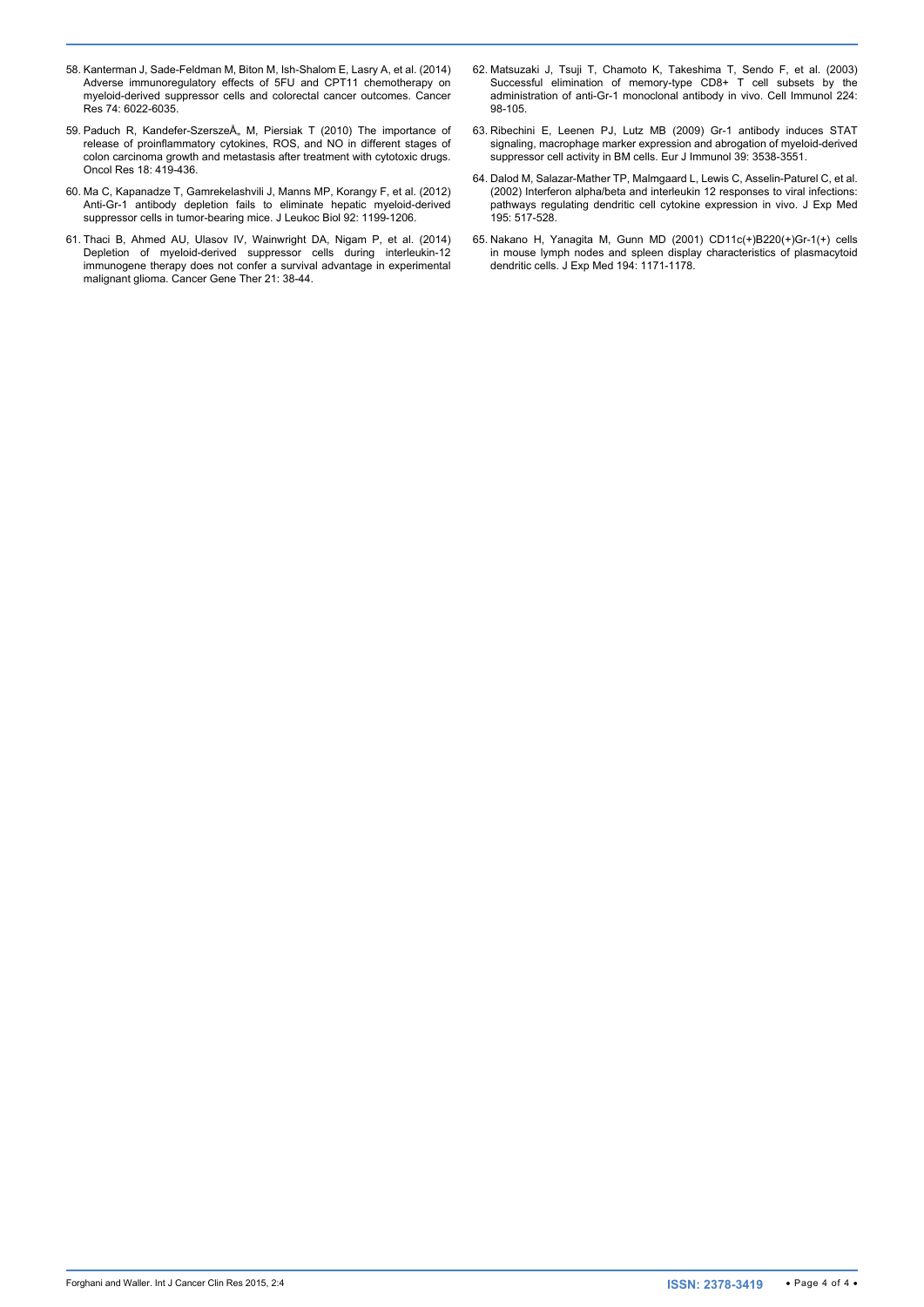58. Kanterman J, Sade-Feldman M, Biton M, Ish-Shalom E, Lasry A, et al. (2014) Adverse immunoregulatory effects of 5FU and CPT11 chemotherapy on myeloid-derived suppressor cells and colorectal cancer outcomes. Cancer Res 74: 6022-6035.

59. Paduch R, Kandefer-SzerszeÅ„ M, Piersiak T (2010) The importance of release of proinflammatory cytokines, ROS, and NO in different stages of colon carcinoma growth and metastasis after treatment with cytotoxic drugs. Oncol Res 18: 419-436.

60. Ma C, Kapanadze T, Gamrekelashvili J, Manns MP, Korangy F, et al. (2012) Anti-Gr-1 antibody depletion fails to eliminate hepatic myeloid-derived suppressor cells in tumor-bearing mice. J Leukoc Biol 92: 1199-1206.

61. Thaci B, Ahmed AU, Ulasov IV, Wainwright DA, Nigam P, et al. (2014) Depletion of myeloid-derived suppressor cells during interleukin-12 immunogene therapy does not confer a survival advantage in experimental malignant glioma. Cancer Gene Ther 21: 38-44.

62. Matsuzaki J, Tsuji T, Chamoto K, Takeshima T, Sendo F, et al. (2003) Successful elimination of memory-type CD8+ T cell subsets by the administration of anti-Gr-1 monoclonal antibody in vivo. Cell Immunol 224: 98-105.

63. Ribechini E, Leenen PJ, Lutz MB (2009) Gr-1 antibody induces STAT signaling, macrophage marker expression and abrogation of myeloid-derived suppressor cell activity in BM cells. Eur J Immunol 39: 3538-3551.

64. Dalod M, Salazar-Mather TP, Malmgaard L, Lewis C, Asselin-Paturel C, et al. (2002) Interferon alpha/beta and interleukin 12 responses to viral infections: pathways regulating dendritic cell cytokine expression in vivo. J Exp Med 195: 517-528.

65. Nakano H, Yanagita M, Gunn MD (2001) CD11c(+)B220(+)Gr-1(+) cells in mouse lymph nodes and spleen display characteristics of plasmacytoid dendritic cells. J Exp Med 194: 1171-1178.